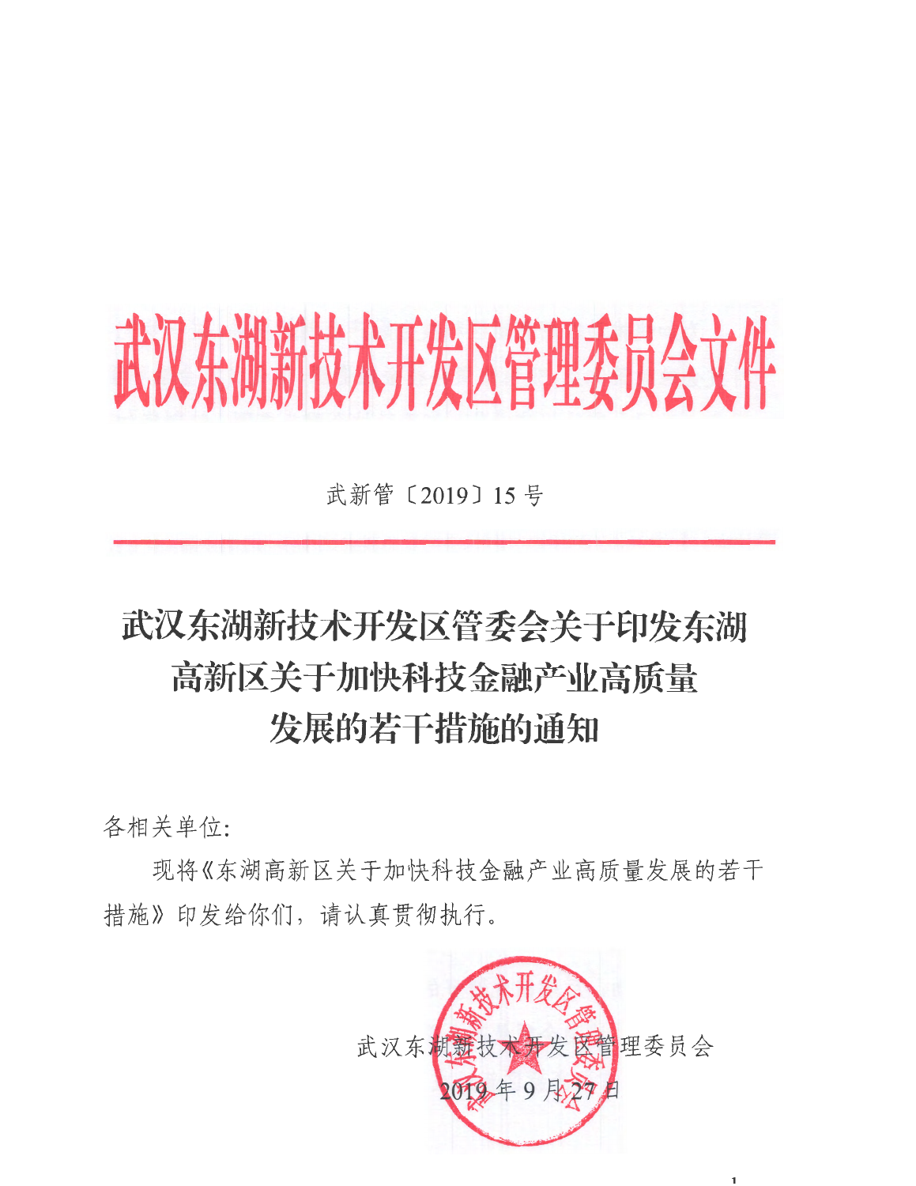# 武汉东湖新技术开发区管理委员会文件

武新管〔2019〕15 号

## 武汉东湖新技术开发区管委会关于印发东湖高新区关于加快科技金融产业高质量发展的若干措施的通知

各相关单位:

现将《东湖高新区关于加快科技金融产业高质量发展的若干措施》印发给你们，请认真贯彻执行。

武汉东湖新技术开发区管理委员会

2019 年 9 月 27 日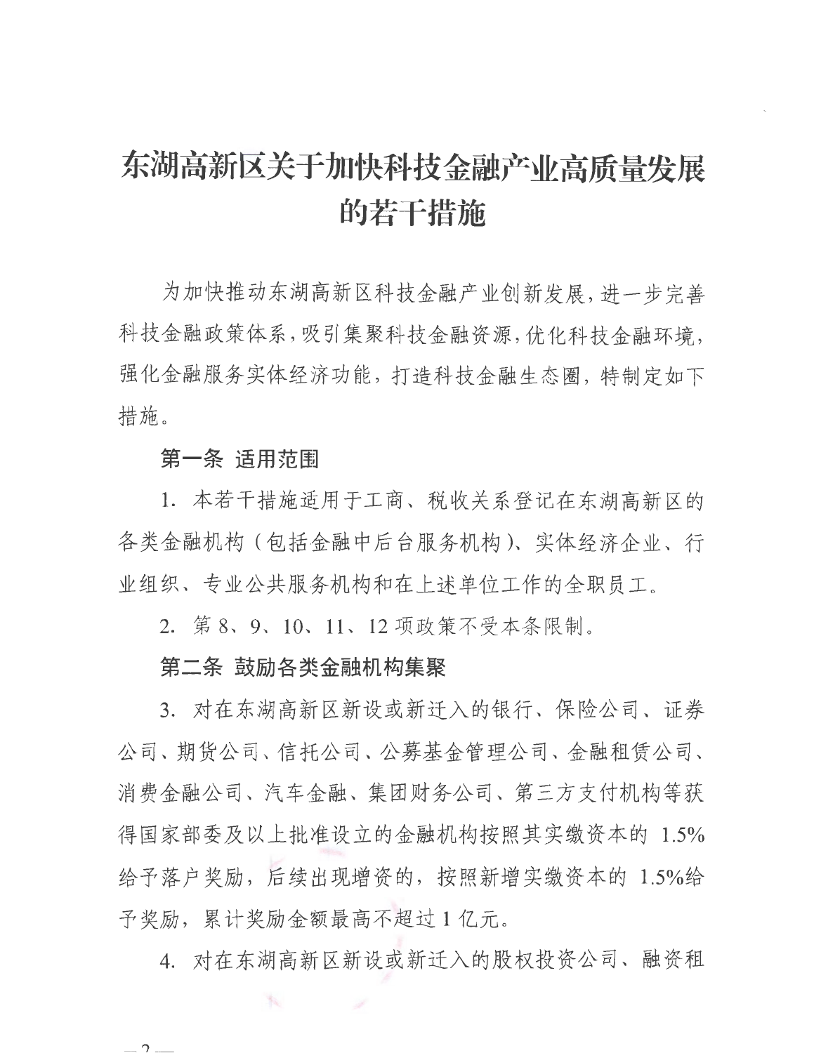# 东湖高新区关于加快科技金融产业高质量发展的若干措施

为加快推动东湖高新区科技金融产业创新发展，进一步完善科技金融政策体系，吸引集聚科技金融资源，优化科技金融环境，强化金融服务实体经济功能，打造科技金融生态圈，特制定如下措施。

**第一条 适用范围**

1. 本若干措施适用于工商、税收关系登记在东湖高新区的各类金融机构（包括金融中后台服务机构）、实体经济企业、行业组织、专业公共服务机构和在上述单位工作的全职员工。

2. 第 8、9、10、11、12 项政策不受本条限制。

**第二条 鼓励各类金融机构集聚**

3. 对在东湖高新区新设或新迁入的银行、保险公司、证券公司、期货公司、信托公司、公募基金管理公司、金融租赁公司、消费金融公司、汽车金融、集团财务公司、第三方支付机构等获得国家部委及以上批准设立的金融机构按照其实缴资本的 1.5% 给予落户奖励，后续出现增资的，按照新增实缴资本的 1.5%给予奖励，累计奖励金额最高不超过 1 亿元。

4. 对在东湖高新区新设或新迁入的股权投资公司、融资租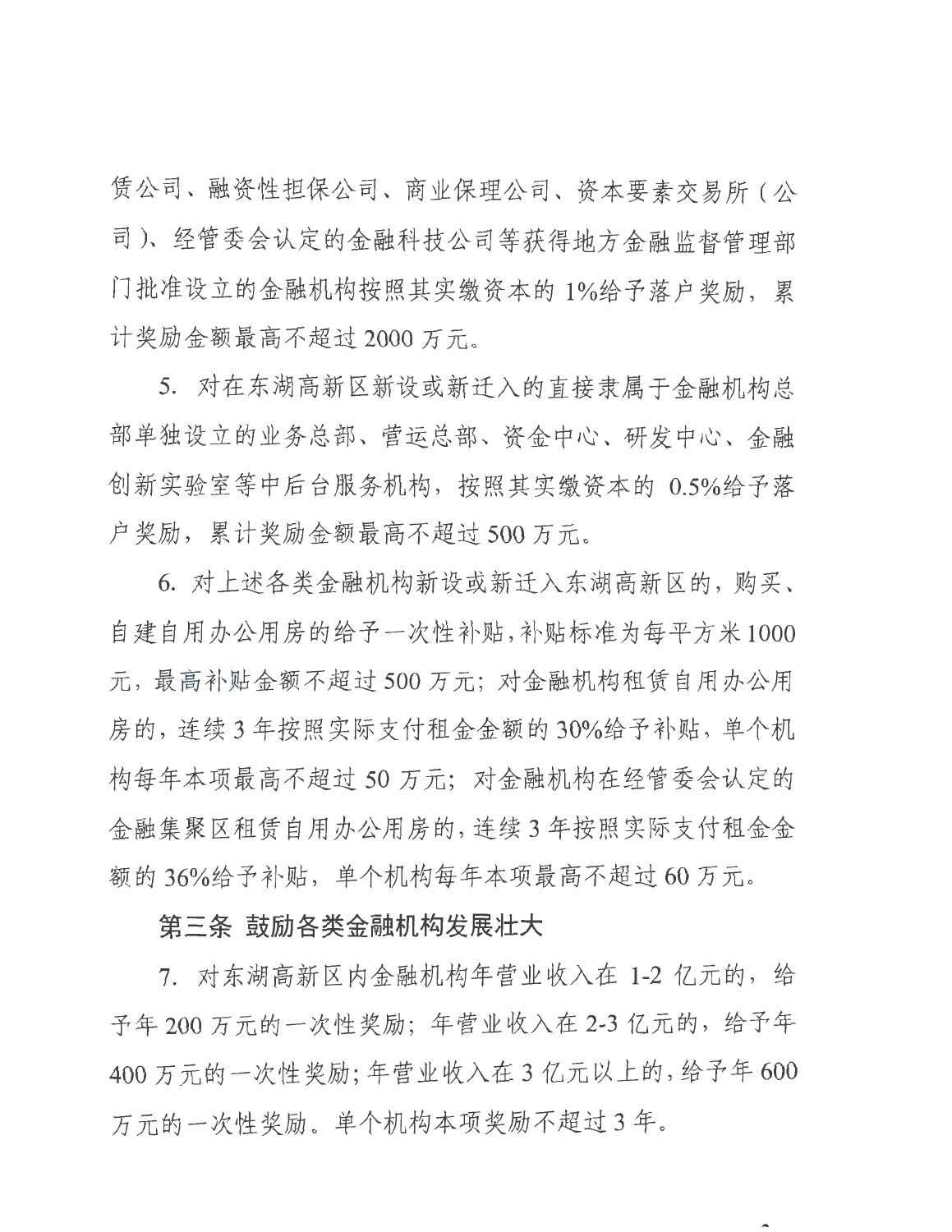赁公司、融资性担保公司、商业保理公司、资本要素交易所（公司）、经管委会认定的金融科技公司等获得地方金融监督管理部门批准设立的金融机构按照其实缴资本的1%给予落户奖励，累计奖励金额最高不超过2000万元。

5. 对在东湖高新区新设或新迁入的直接隶属于金融机构总部单独设立的业务总部、营运总部、资金中心、研发中心、金融创新实验室等中后台服务机构，按照其实缴资本的0.5%给予落户奖励，累计奖励金额最高不超过500万元。

6. 对上述各类金融机构新设或新迁入东湖高新区的，购买、自建自用办公用房的给予一次性补贴，补贴标准为每平方米1000元，最高补贴金额不超过500万元；对金融机构租赁自用办公用房的，连续3年按照实际支付租金金额的30%给予补贴，单个机构每年本项最高不超过50万元；对金融机构在经管委会认定的金融集聚区租赁自用办公用房的，连续3年按照实际支付租金金额的36%给予补贴，单个机构每年本项最高不超过60万元。

**第三条 鼓励各类金融机构发展壮大**

7. 对东湖高新区内金融机构年营业收入在1-2亿元的，给予年200万元的一次性奖励；年营业收入在2-3亿元的，给予年400万元的一次性奖励；年营业收入在3亿元以上的，给予年600万元的一次性奖励。单个机构本项奖励不超过3年。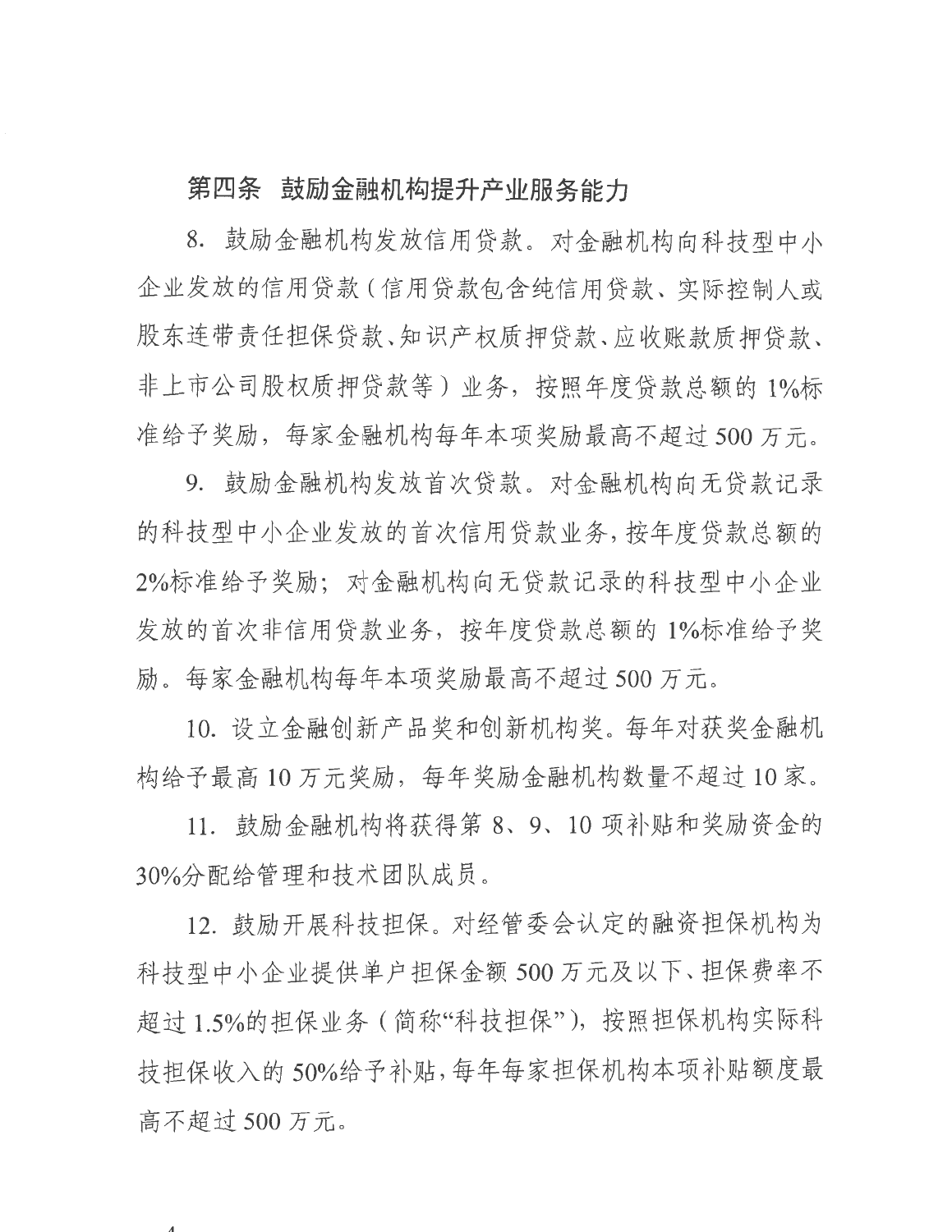**第四条 鼓励金融机构提升产业服务能力**

8. 鼓励金融机构发放信用贷款。对金融机构向科技型中小企业发放的信用贷款（信用贷款包含纯信用贷款、实际控制人或股东连带责任担保贷款、知识产权质押贷款、应收账款质押贷款、非上市公司股权质押贷款等）业务，按照年度贷款总额的 1%标准给予奖励，每家金融机构每年本项奖励最高不超过 500 万元。

9. 鼓励金融机构发放首次贷款。对金融机构向无贷款记录的科技型中小企业发放的首次信用贷款业务，按年度贷款总额的 2%标准给予奖励；对金融机构向无贷款记录的科技型中小企业发放的首次非信用贷款业务，按年度贷款总额的 1%标准给予奖励。每家金融机构每年本项奖励最高不超过 500 万元。

10. 设立金融创新产品奖和创新机构奖。每年对获奖金融机构给予最高 10 万元奖励，每年奖励金融机构数量不超过 10 家。

11. 鼓励金融机构将获得第 8、9、10 项补贴和奖励资金的 30%分配给管理和技术团队成员。

12. 鼓励开展科技担保。对经管委会认定的融资担保机构为科技型中小企业提供单户担保金额 500 万元及以下、担保费率不超过 1.5%的担保业务（简称"科技担保"），按照担保机构实际科技担保收入的 50%给予补贴，每年每家担保机构本项补贴额度最高不超过 500 万元。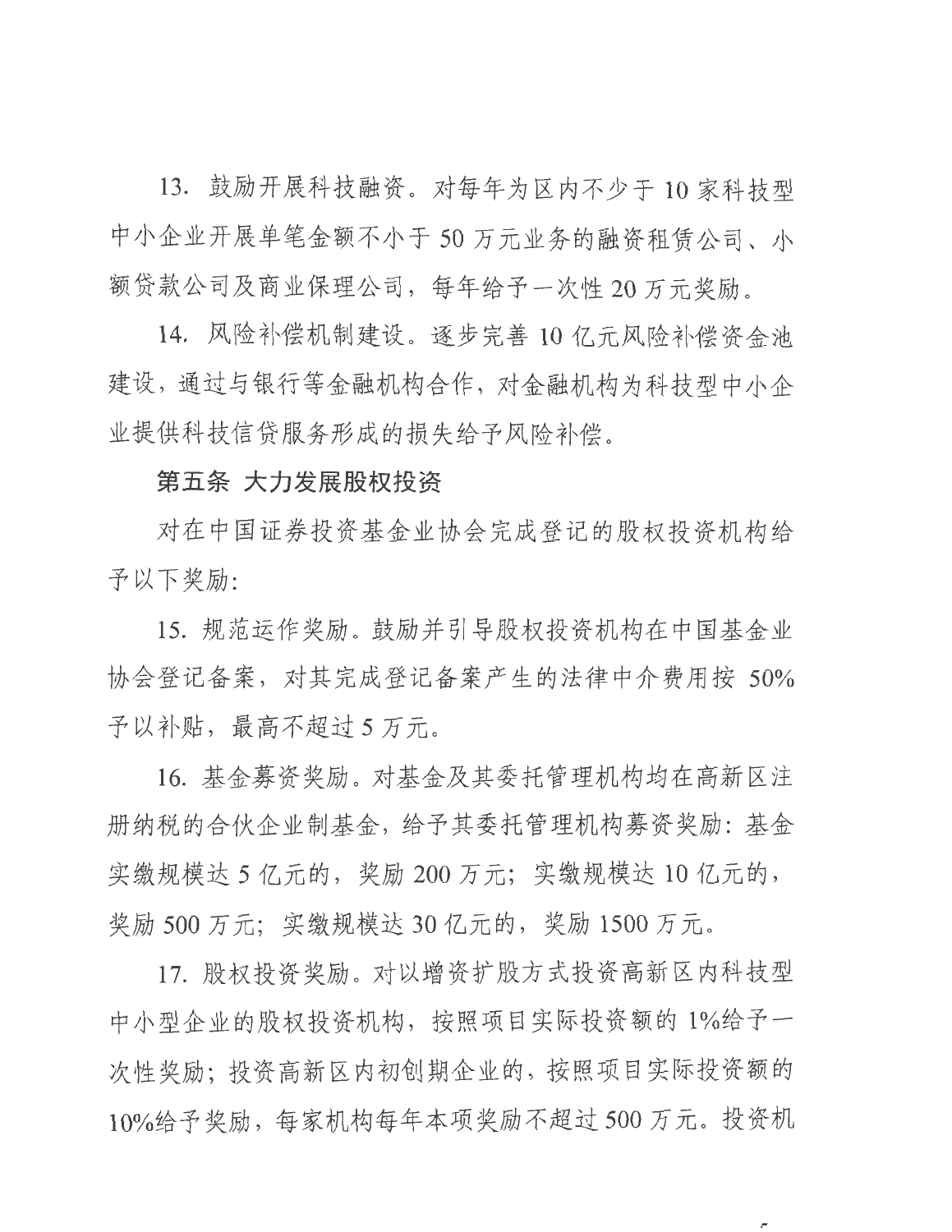13. 鼓励开展科技融资。对每年为区内不少于 10 家科技型中小企业开展单笔金额不小于 50 万元业务的融资租赁公司、小额贷款公司及商业保理公司，每年给予一次性 20 万元奖励。

14. 风险补偿机制建设。逐步完善 10 亿元风险补偿资金池建设，通过与银行等金融机构合作，对金融机构为科技型中小企业提供科技信贷服务形成的损失给予风险补偿。

**第五条 大力发展股权投资**

对在中国证券投资基金业协会完成登记的股权投资机构给予以下奖励:

15. 规范运作奖励。鼓励并引导股权投资机构在中国基金业协会登记备案，对其完成登记备案产生的法律中介费用按 50%予以补贴，最高不超过 5 万元。

16. 基金募资奖励。对基金及其委托管理机构均在高新区注册纳税的合伙企业制基金，给予其委托管理机构募资奖励：基金实缴规模达 5 亿元的，奖励 200 万元；实缴规模达 10 亿元的，奖励 500 万元；实缴规模达 30 亿元的，奖励 1500 万元。

17. 股权投资奖励。对以增资扩股方式投资高新区内科技型中小型企业的股权投资机构，按照项目实际投资额的 1%给予一次性奖励；投资高新区内初创期企业的，按照项目实际投资额的 10%给予奖励，每家机构每年本项奖励不超过 500 万元。投资机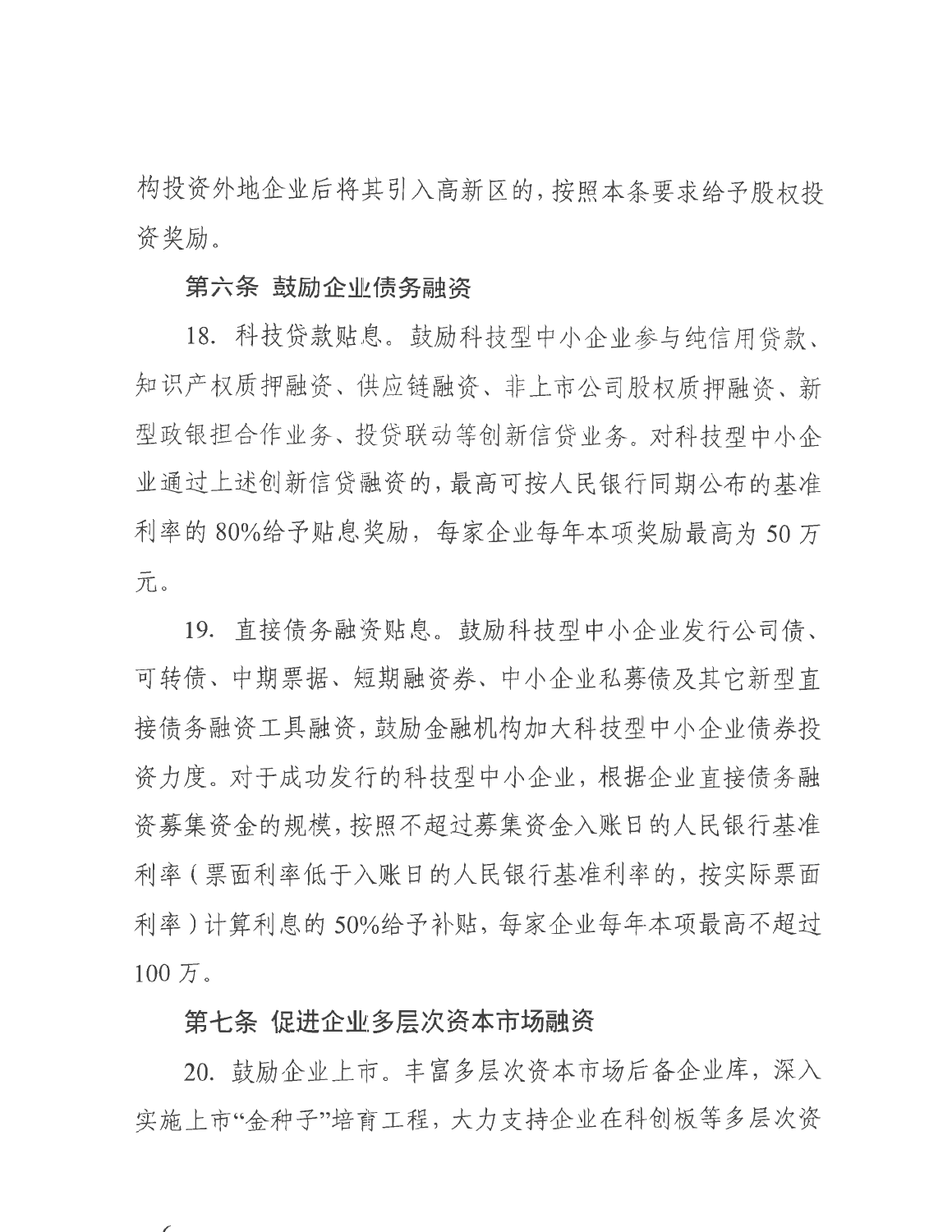构投资外地企业后将其引入高新区的，按照本条要求给予股权投资奖励。

**第六条 鼓励企业债务融资**

18. 科技贷款贴息。鼓励科技型中小企业参与纯信用贷款、知识产权质押融资、供应链融资、非上市公司股权质押融资、新型政银担合作业务、投贷联动等创新信贷业务。对科技型中小企业通过上述创新信贷融资的，最高可按人民银行同期公布的基准利率的80%给予贴息奖励，每家企业每年本项奖励最高为50万元。

19. 直接债务融资贴息。鼓励科技型中小企业发行公司债、可转债、中期票据、短期融资券、中小企业私募债及其它新型直接债务融资工具融资，鼓励金融机构加大科技型中小企业债券投资力度。对于成功发行的科技型中小企业，根据企业直接债务融资募集资金的规模，按照不超过募集资金入账日的人民银行基准利率（票面利率低于入账日的人民银行基准利率的，按实际票面利率）计算利息的50%给予补贴，每家企业每年本项最高不超过100万。

**第七条 促进企业多层次资本市场融资**

20. 鼓励企业上市。丰富多层次资本市场后备企业库，深入实施上市"金种子"培育工程，大力支持企业在科创板等多层次资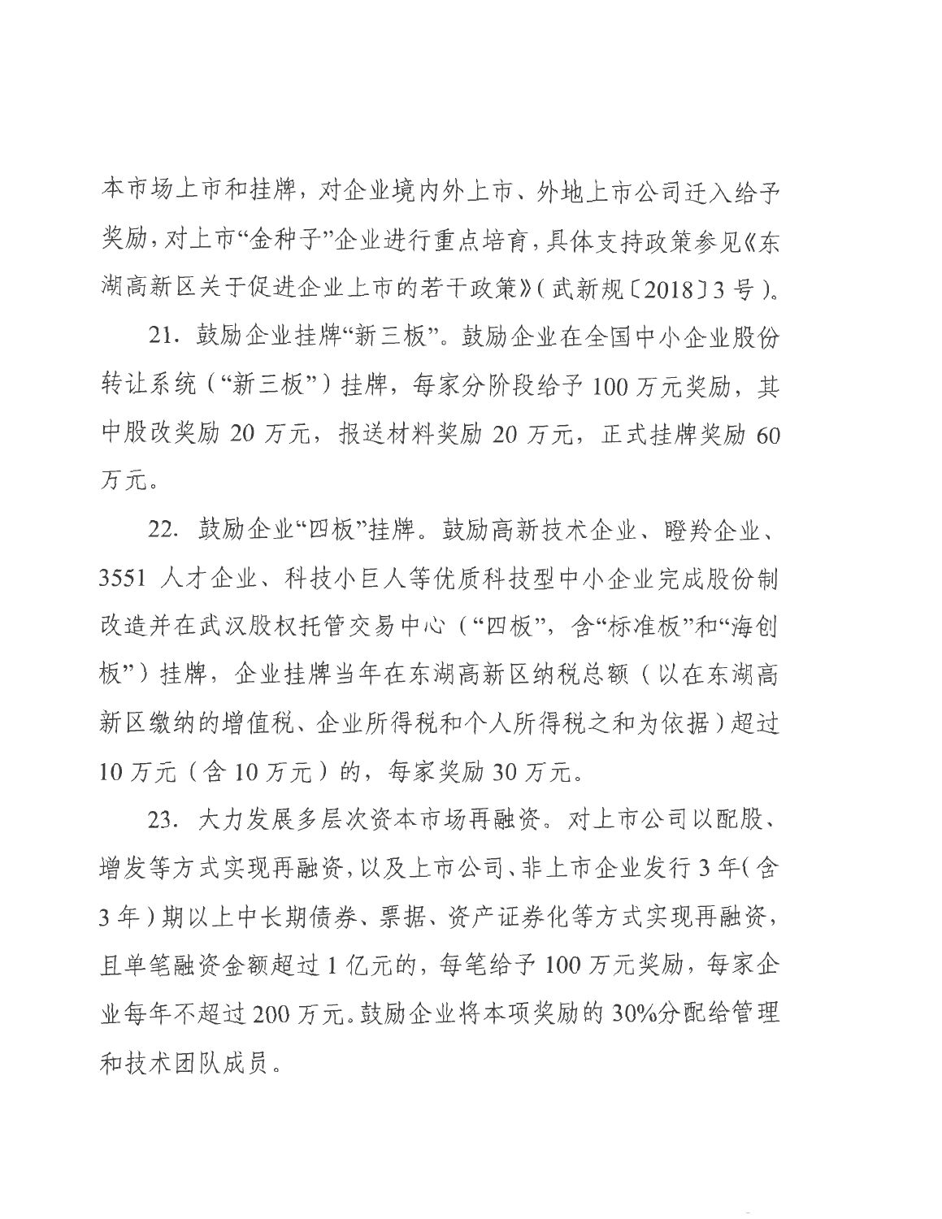本市场上市和挂牌，对企业境内外上市、外地上市公司迁入给予奖励，对上市"金种子"企业进行重点培育，具体支持政策参见《东湖高新区关于促进企业上市的若干政策》（武新规〔2018〕3 号）。

21. 鼓励企业挂牌"新三板"。鼓励企业在全国中小企业股份转让系统（"新三板"）挂牌，每家分阶段给予 100 万元奖励，其中股改奖励 20 万元，报送材料奖励 20 万元，正式挂牌奖励 60 万元。

22. 鼓励企业"四板"挂牌。鼓励高新技术企业、瞪羚企业、3551 人才企业、科技小巨人等优质科技型中小企业完成股份制改造并在武汉股权托管交易中心（"四板"，含"标准板"和"海创板"）挂牌，企业挂牌当年在东湖高新区纳税总额（以在东湖高新区缴纳的增值税、企业所得税和个人所得税之和为依据）超过 10 万元（含 10 万元）的，每家奖励 30 万元。

23. 大力发展多层次资本市场再融资。对上市公司以配股、增发等方式实现再融资，以及上市公司、非上市企业发行 3 年（含 3 年）期以上中长期债券、票据、资产证券化等方式实现再融资，且单笔融资金额超过 1 亿元的，每笔给予 100 万元奖励，每家企业每年不超过 200 万元。鼓励企业将本项奖励的 30%分配给管理和技术团队成员。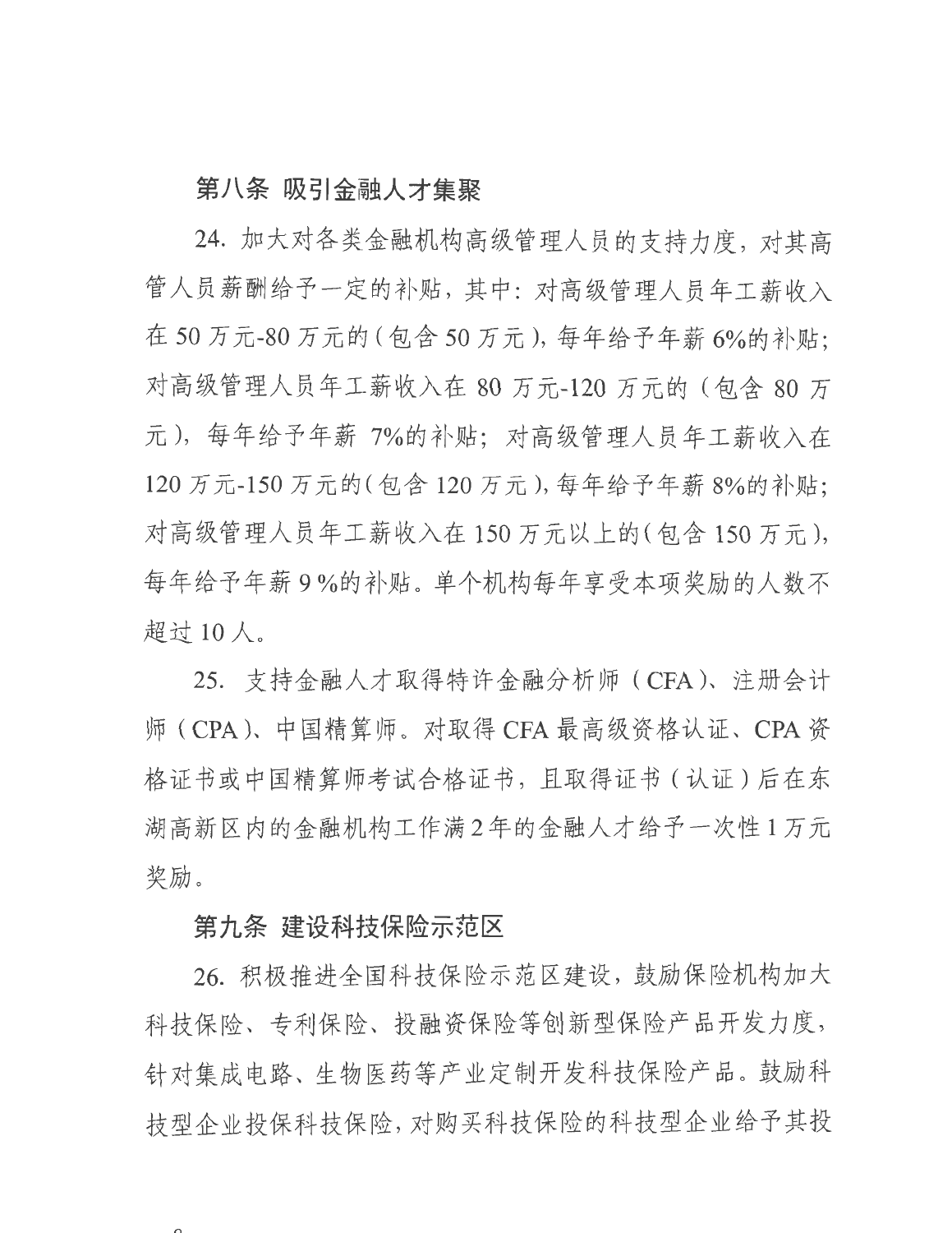**第八条 吸引金融人才集聚**

24. 加大对各类金融机构高级管理人员的支持力度，对其高管人员薪酬给予一定的补贴，其中：对高级管理人员年工薪收入在50万元-80万元的（包含50万元），每年给予年薪6%的补贴；对高级管理人员年工薪收入在80万元-120万元的（包含80万元），每年给予年薪7%的补贴；对高级管理人员年工薪收入在120万元-150万元的（包含120万元），每年给予年薪8%的补贴；对高级管理人员年工薪收入在150万元以上的（包含150万元），每年给予年薪9%的补贴。单个机构每年享受本项奖励的人数不超过10人。

25. 支持金融人才取得特许金融分析师（CFA）、注册会计师（CPA）、中国精算师。对取得CFA最高级资格认证、CPA资格证书或中国精算师考试合格证书，且取得证书（认证）后在东湖高新区内的金融机构工作满2年的金融人才给予一次性1万元奖励。

**第九条 建设科技保险示范区**

26. 积极推进全国科技保险示范区建设，鼓励保险机构加大科技保险、专利保险、投融资保险等创新型保险产品开发力度，针对集成电路、生物医药等产业定制开发科技保险产品。鼓励科技型企业投保科技保险，对购买科技保险的科技型企业给予其投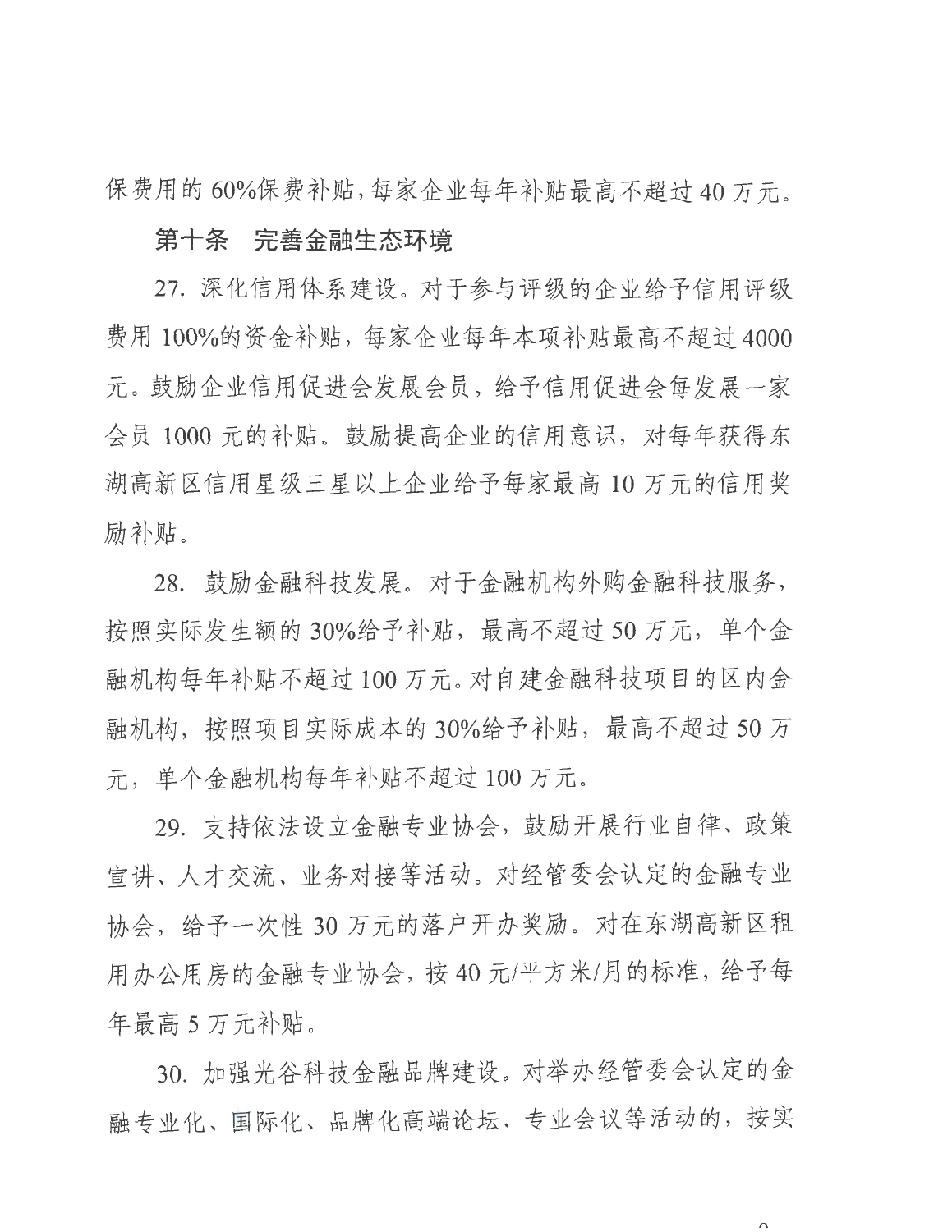保费用的 60%保费补贴，每家企业每年补贴最高不超过 40 万元。

**第十条　完善金融生态环境**

27. 深化信用体系建设。对于参与评级的企业给予信用评级费用 100%的资金补贴，每家企业每年本项补贴最高不超过 4000 元。鼓励企业信用促进会发展会员，给予信用促进会每发展一家会员 1000 元的补贴。鼓励提高企业的信用意识，对每年获得东湖高新区信用星级三星以上企业给予每家最高 10 万元的信用奖励补贴。

28. 鼓励金融科技发展。对于金融机构外购金融科技服务，按照实际发生额的 30%给予补贴，最高不超过 50 万元，单个金融机构每年补贴不超过 100 万元。对自建金融科技项目的区内金融机构，按照项目实际成本的 30%给予补贴，最高不超过 50 万元，单个金融机构每年补贴不超过 100 万元。

29. 支持依法设立金融专业协会，鼓励开展行业自律、政策宣讲、人才交流、业务对接等活动。对经管委会认定的金融专业协会，给予一次性 30 万元的落户开办奖励。对在东湖高新区租用办公用房的金融专业协会，按 40 元/平方米/月的标准，给予每年最高 5 万元补贴。

30. 加强光谷科技金融品牌建设。对举办经管委会认定的金融专业化、国际化、品牌化高端论坛、专业会议等活动的，按实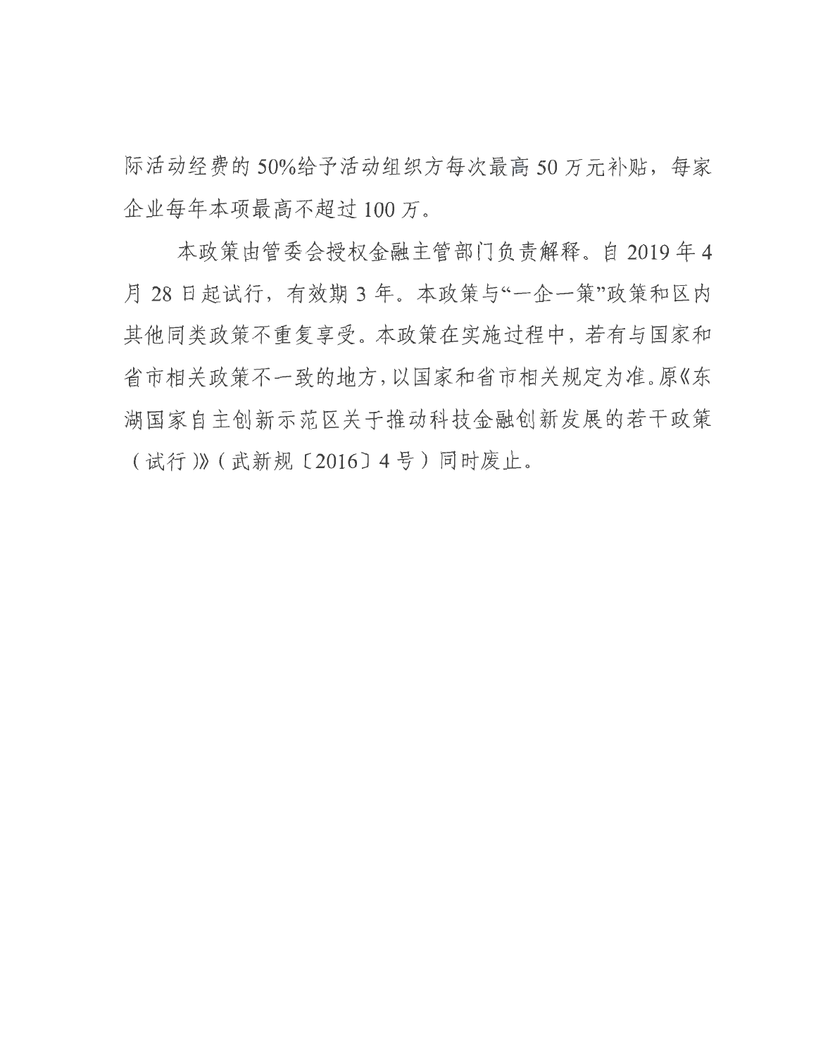际活动经费的50%给予活动组织方每次最高50万元补贴，每家企业每年本项最高不超过100万。

本政策由管委会授权金融主管部门负责解释。自2019年4月28日起试行，有效期3年。本政策与“一企一策”政策和区内其他同类政策不重复享受。本政策在实施过程中，若有与国家和省市相关政策不一致的地方，以国家和省市相关规定为准。原《东湖国家自主创新示范区关于推动科技金融创新发展的若干政策（试行）》（武新规〔2016〕4号）同时废止。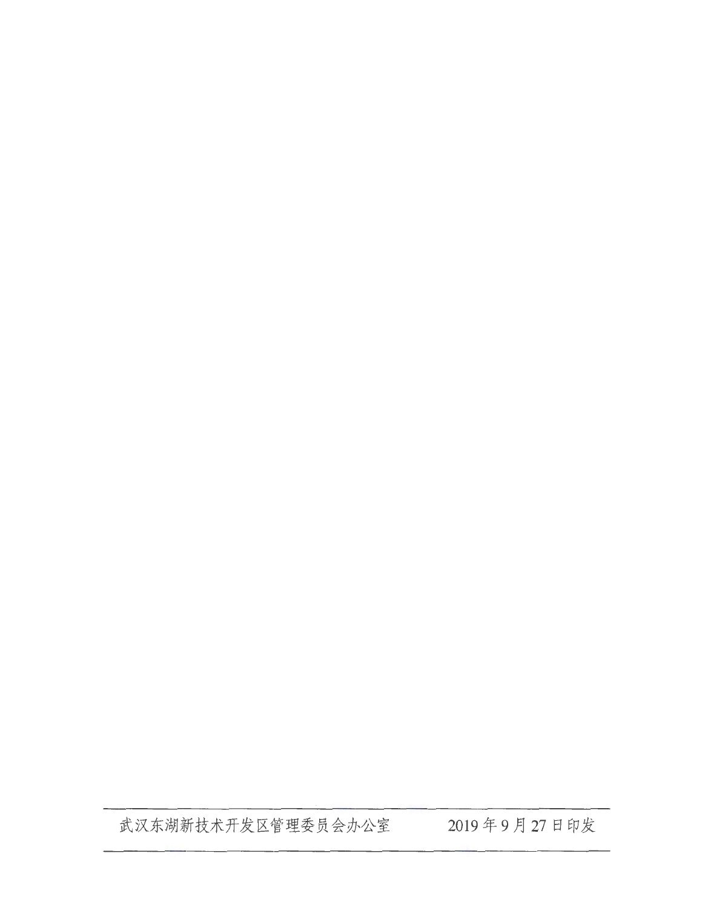武汉东湖新技术开发区管理委员会办公室　　　　2019 年 9 月 27 日印发